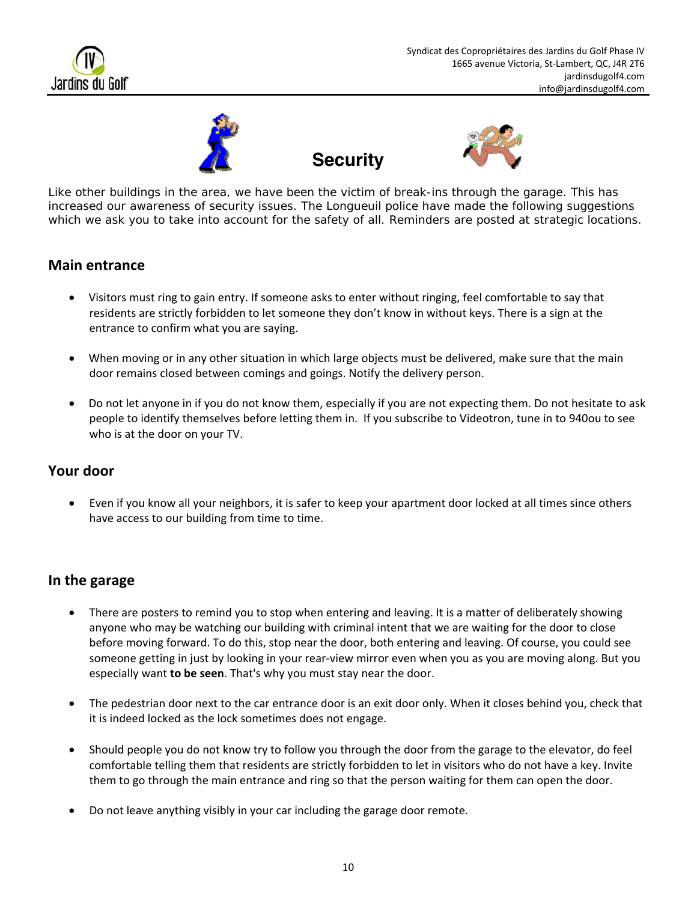# Security

Like other buildings in the area, we have been the victim of break-ins through the garage. This has increased our awareness of security issues. The Longueuil police have made the following suggestions which we ask you to take into account for the safety of all. Reminders are posted at strategic locations.

## Main entrance

- Visitors must ring to gain entry. If someone asks to enter without ringing, feel comfortable to say that residents are strictly forbidden to let someone they don't know in without keys. There is a sign at the entrance to confirm what you are saying.
- When moving or in any other situation in which large objects must be delivered, make sure that the main door remains closed between comings and goings. Notify the delivery person.
- Do not let anyone in if you do not know them, especially if you are not expecting them. Do not hesitate to ask people to identify themselves before letting them in. If you subscribe to Videotron, tune in to 940ou to see who is at the door on your TV.

## Your door

- Even if you know all your neighbors, it is safer to keep your apartment door locked at all times since others have access to our building from time to time.

## In the garage

- There are posters to remind you to stop when entering and leaving. It is a matter of deliberately showing anyone who may be watching our building with criminal intent that we are waiting for the door to close before moving forward. To do this, stop near the door, both entering and leaving. Of course, you could see someone getting in just by looking in your rear-view mirror even when you as you are moving along. But you especially want **to be seen**. That's why you must stay near the door.
- The pedestrian door next to the car entrance door is an exit door only. When it closes behind you, check that it is indeed locked as the lock sometimes does not engage.
- Should people you do not know try to follow you through the door from the garage to the elevator, do feel comfortable telling them that residents are strictly forbidden to let in visitors who do not have a key. Invite them to go through the main entrance and ring so that the person waiting for them can open the door.
- Do not leave anything visibly in your car including the garage door remote.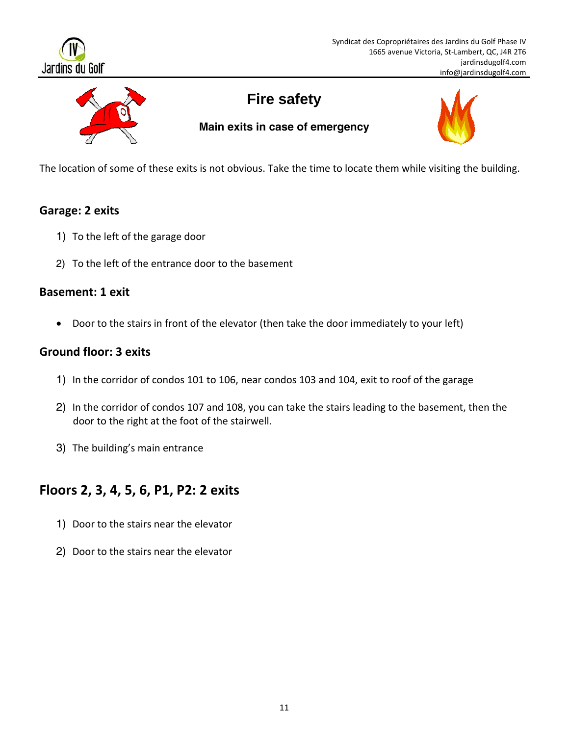# Fire safety

## Main exits in case of emergency

The location of some of these exits is not obvious. Take the time to locate them while visiting the building.

### Garage: 2 exits

1) To the left of the garage door
2) To the left of the entrance door to the basement

### Basement: 1 exit

- Door to the stairs in front of the elevator (then take the door immediately to your left)

### Ground floor: 3 exits

1) In the corridor of condos 101 to 106, near condos 103 and 104, exit to roof of the garage
2) In the corridor of condos 107 and 108, you can take the stairs leading to the basement, then the door to the right at the foot of the stairwell.
3) The building's main entrance

## Floors 2, 3, 4, 5, 6, P1, P2: 2 exits

1) Door to the stairs near the elevator
2) Door to the stairs near the elevator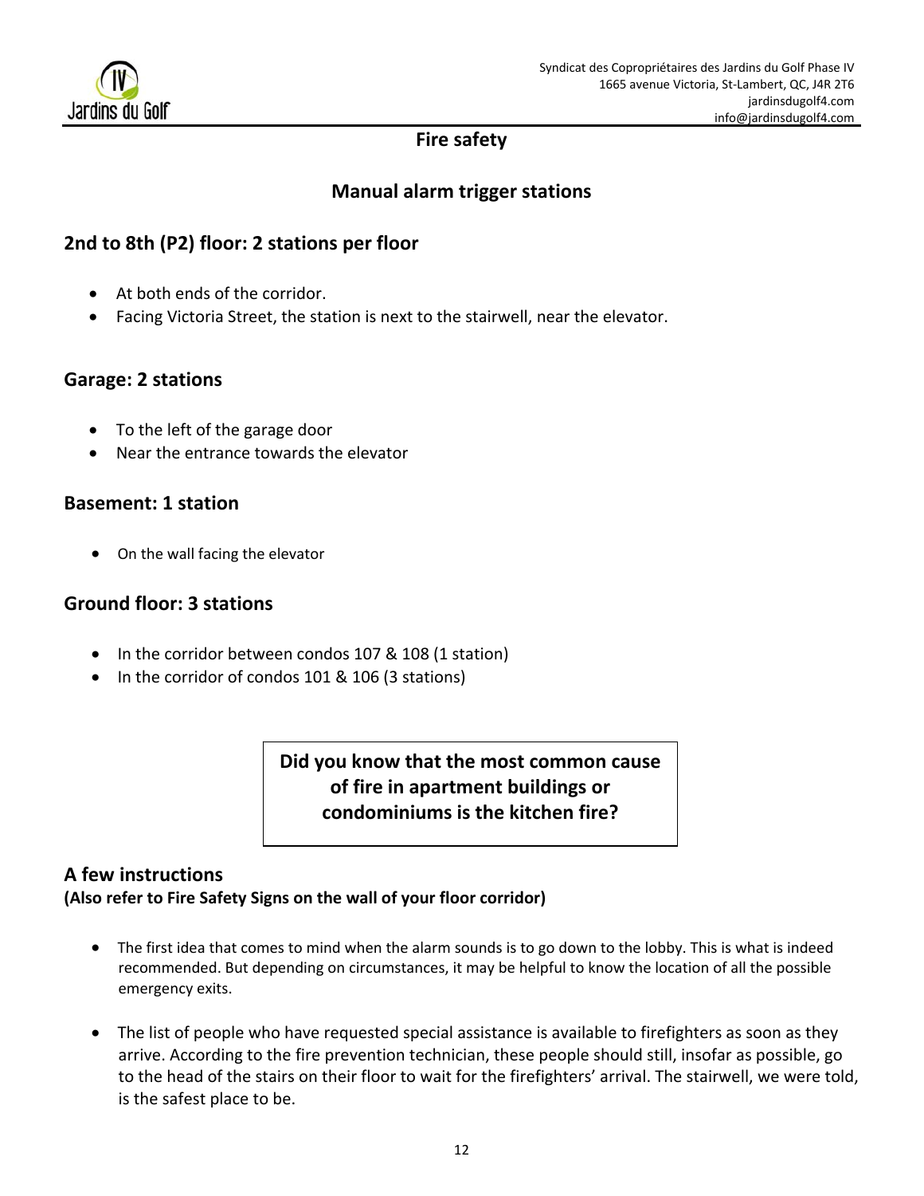# Fire safety

## Manual alarm trigger stations

### 2nd to 8th (P2) floor: 2 stations per floor

- At both ends of the corridor.
- Facing Victoria Street, the station is next to the stairwell, near the elevator.

### Garage: 2 stations

- To the left of the garage door
- Near the entrance towards the elevator

### Basement: 1 station

- On the wall facing the elevator

### Ground floor: 3 stations

- In the corridor between condos 107 & 108 (1 station)
- In the corridor of condos 101 & 106 (3 stations)

**Did you know that the most common cause of fire in apartment buildings or condominiums is the kitchen fire?**

### A few instructions

**(Also refer to Fire Safety Signs on the wall of your floor corridor)**

- The first idea that comes to mind when the alarm sounds is to go down to the lobby. This is what is indeed recommended. But depending on circumstances, it may be helpful to know the location of all the possible emergency exits.
- The list of people who have requested special assistance is available to firefighters as soon as they arrive. According to the fire prevention technician, these people should still, insofar as possible, go to the head of the stairs on their floor to wait for the firefighters' arrival. The stairwell, we were told, is the safest place to be.